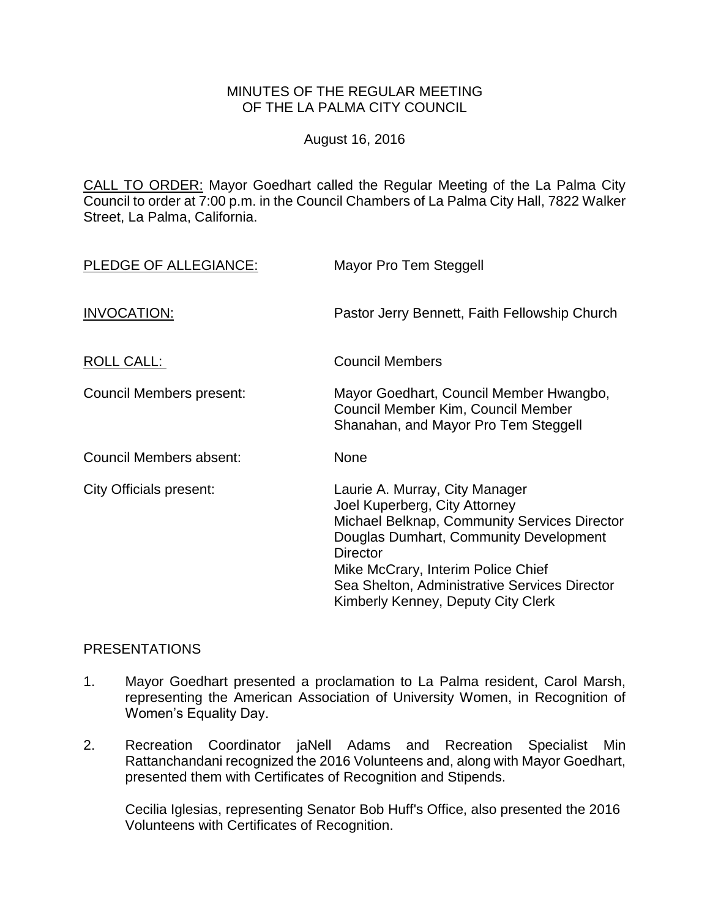MINUTES OF THE REGULAR MEETING
OF THE LA PALMA CITY COUNCIL

August 16, 2016

CALL TO ORDER: Mayor Goedhart called the Regular Meeting of the La Palma City Council to order at 7:00 p.m. in the Council Chambers of La Palma City Hall, 7822 Walker Street, La Palma, California.

PLEDGE OF ALLEGIANCE: Mayor Pro Tem Steggell

INVOCATION: Pastor Jerry Bennett, Faith Fellowship Church

ROLL CALL: Council Members

Council Members present: Mayor Goedhart, Council Member Hwangbo, Council Member Kim, Council Member Shanahan, and Mayor Pro Tem Steggell

Council Members absent: None

City Officials present: Laurie A. Murray, City Manager
Joel Kuperberg, City Attorney
Michael Belknap, Community Services Director
Douglas Dumhart, Community Development Director
Mike McCrary, Interim Police Chief
Sea Shelton, Administrative Services Director
Kimberly Kenney, Deputy City Clerk

PRESENTATIONS

1. Mayor Goedhart presented a proclamation to La Palma resident, Carol Marsh, representing the American Association of University Women, in Recognition of Women's Equality Day.

2. Recreation Coordinator jaNell Adams and Recreation Specialist Min Rattanchandani recognized the 2016 Volunteens and, along with Mayor Goedhart, presented them with Certificates of Recognition and Stipends.

   Cecilia Iglesias, representing Senator Bob Huff's Office, also presented the 2016 Volunteens with Certificates of Recognition.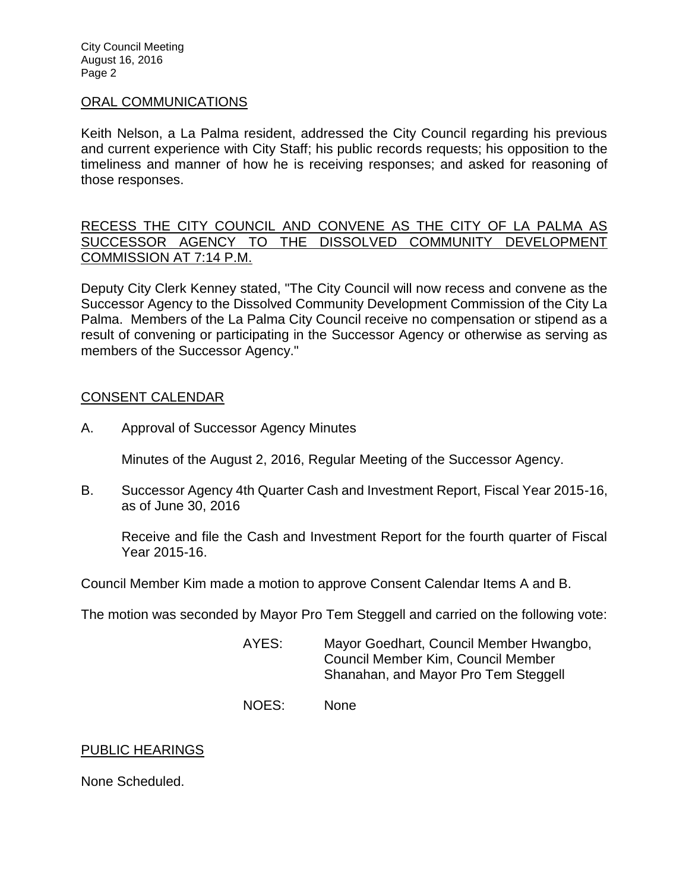## ORAL COMMUNICATIONS

Keith Nelson, a La Palma resident, addressed the City Council regarding his previous and current experience with City Staff; his public records requests; his opposition to the timeliness and manner of how he is receiving responses; and asked for reasoning of those responses.

## RECESS THE CITY COUNCIL AND CONVENE AS THE CITY OF LA PALMA AS SUCCESSOR AGENCY TO THE DISSOLVED COMMUNITY DEVELOPMENT COMMISSION AT 7:14 P.M.

Deputy City Clerk Kenney stated, "The City Council will now recess and convene as the Successor Agency to the Dissolved Community Development Commission of the City La Palma. Members of the La Palma City Council receive no compensation or stipend as a result of convening or participating in the Successor Agency or otherwise as serving as members of the Successor Agency."

## CONSENT CALENDAR

A. Approval of Successor Agency Minutes

Minutes of the August 2, 2016, Regular Meeting of the Successor Agency.

B. Successor Agency 4th Quarter Cash and Investment Report, Fiscal Year 2015-16, as of June 30, 2016

Receive and file the Cash and Investment Report for the fourth quarter of Fiscal Year 2015-16.

Council Member Kim made a motion to approve Consent Calendar Items A and B.

The motion was seconded by Mayor Pro Tem Steggell and carried on the following vote:

AYES: Mayor Goedhart, Council Member Hwangbo, Council Member Kim, Council Member Shanahan, and Mayor Pro Tem Steggell

NOES: None

## PUBLIC HEARINGS

None Scheduled.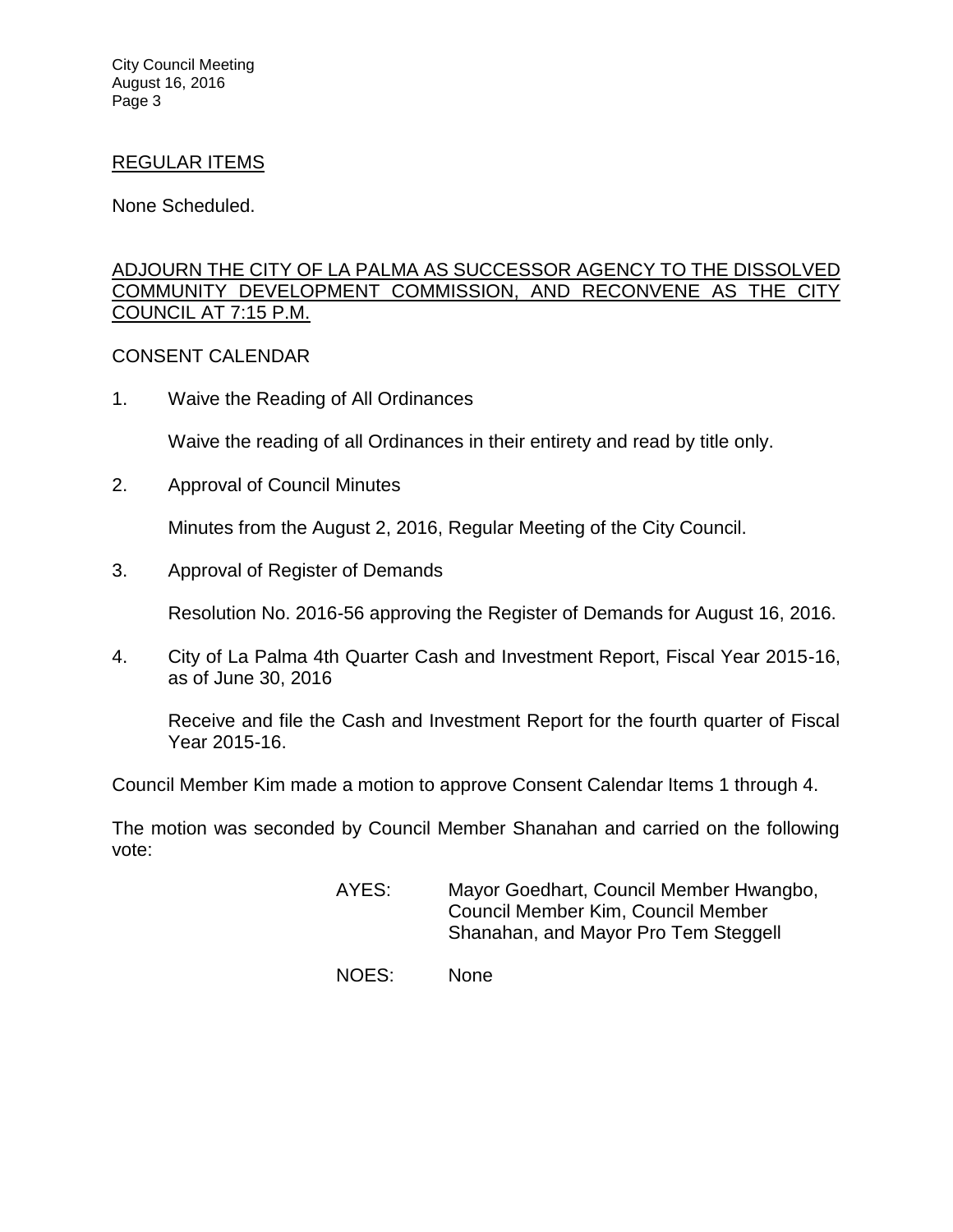## REGULAR ITEMS

None Scheduled.

## ADJOURN THE CITY OF LA PALMA AS SUCCESSOR AGENCY TO THE DISSOLVED COMMUNITY DEVELOPMENT COMMISSION, AND RECONVENE AS THE CITY COUNCIL AT 7:15 P.M.

CONSENT CALENDAR

1. Waive the Reading of All Ordinances

   Waive the reading of all Ordinances in their entirety and read by title only.

2. Approval of Council Minutes

   Minutes from the August 2, 2016, Regular Meeting of the City Council.

3. Approval of Register of Demands

   Resolution No. 2016-56 approving the Register of Demands for August 16, 2016.

4. City of La Palma 4th Quarter Cash and Investment Report, Fiscal Year 2015-16, as of June 30, 2016

   Receive and file the Cash and Investment Report for the fourth quarter of Fiscal Year 2015-16.

Council Member Kim made a motion to approve Consent Calendar Items 1 through 4.

The motion was seconded by Council Member Shanahan and carried on the following vote:

AYES: Mayor Goedhart, Council Member Hwangbo, Council Member Kim, Council Member Shanahan, and Mayor Pro Tem Steggell

NOES: None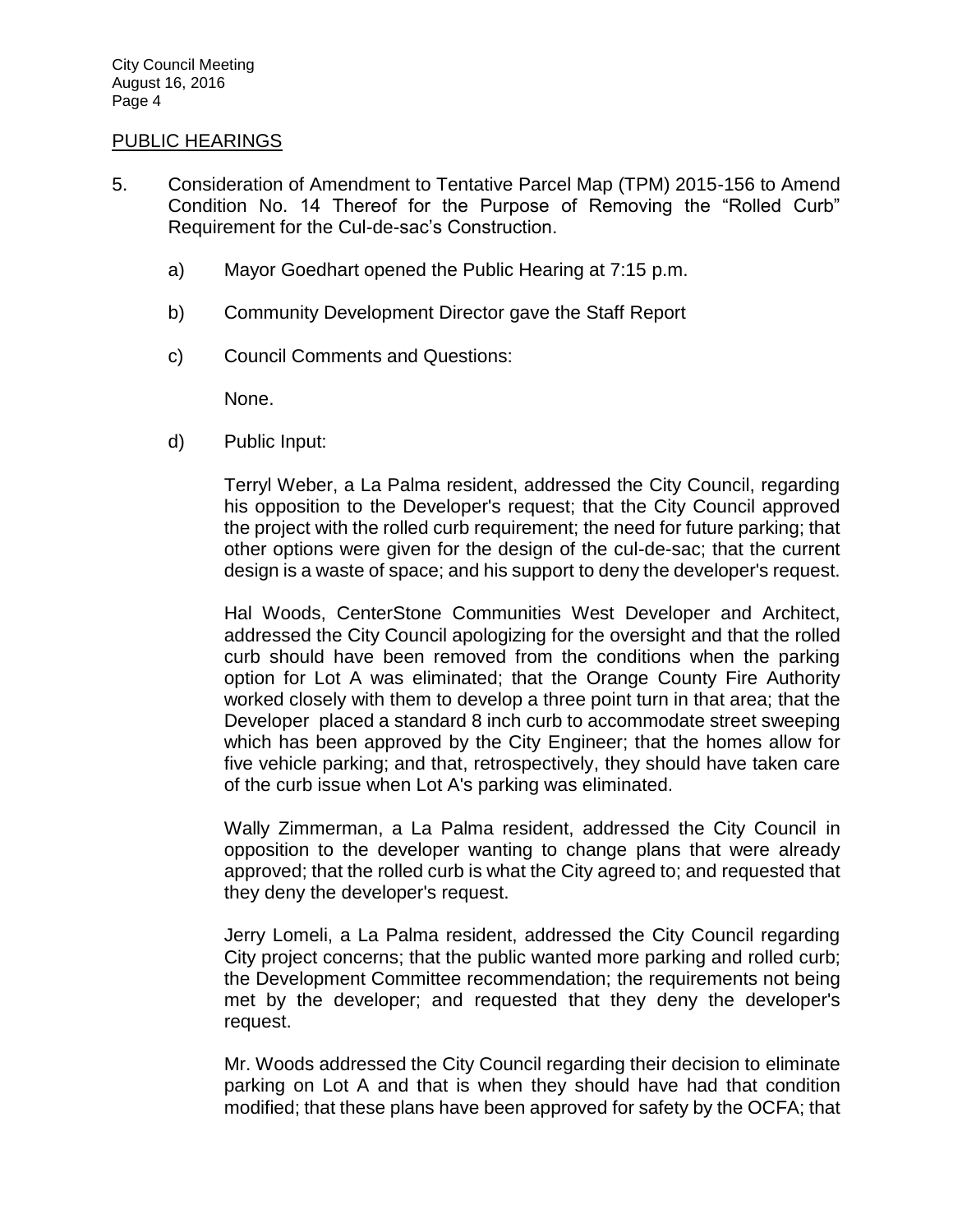## PUBLIC HEARINGS

5. Consideration of Amendment to Tentative Parcel Map (TPM) 2015-156 to Amend Condition No. 14 Thereof for the Purpose of Removing the "Rolled Curb" Requirement for the Cul-de-sac's Construction.

   a) Mayor Goedhart opened the Public Hearing at 7:15 p.m.

   b) Community Development Director gave the Staff Report

   c) Council Comments and Questions:

      None.

   d) Public Input:

      Terryl Weber, a La Palma resident, addressed the City Council, regarding his opposition to the Developer's request; that the City Council approved the project with the rolled curb requirement; the need for future parking; that other options were given for the design of the cul-de-sac; that the current design is a waste of space; and his support to deny the developer's request.

      Hal Woods, CenterStone Communities West Developer and Architect, addressed the City Council apologizing for the oversight and that the rolled curb should have been removed from the conditions when the parking option for Lot A was eliminated; that the Orange County Fire Authority worked closely with them to develop a three point turn in that area; that the Developer placed a standard 8 inch curb to accommodate street sweeping which has been approved by the City Engineer; that the homes allow for five vehicle parking; and that, retrospectively, they should have taken care of the curb issue when Lot A's parking was eliminated.

      Wally Zimmerman, a La Palma resident, addressed the City Council in opposition to the developer wanting to change plans that were already approved; that the rolled curb is what the City agreed to; and requested that they deny the developer's request.

      Jerry Lomeli, a La Palma resident, addressed the City Council regarding City project concerns; that the public wanted more parking and rolled curb; the Development Committee recommendation; the requirements not being met by the developer; and requested that they deny the developer's request.

      Mr. Woods addressed the City Council regarding their decision to eliminate parking on Lot A and that is when they should have had that condition modified; that these plans have been approved for safety by the OCFA; that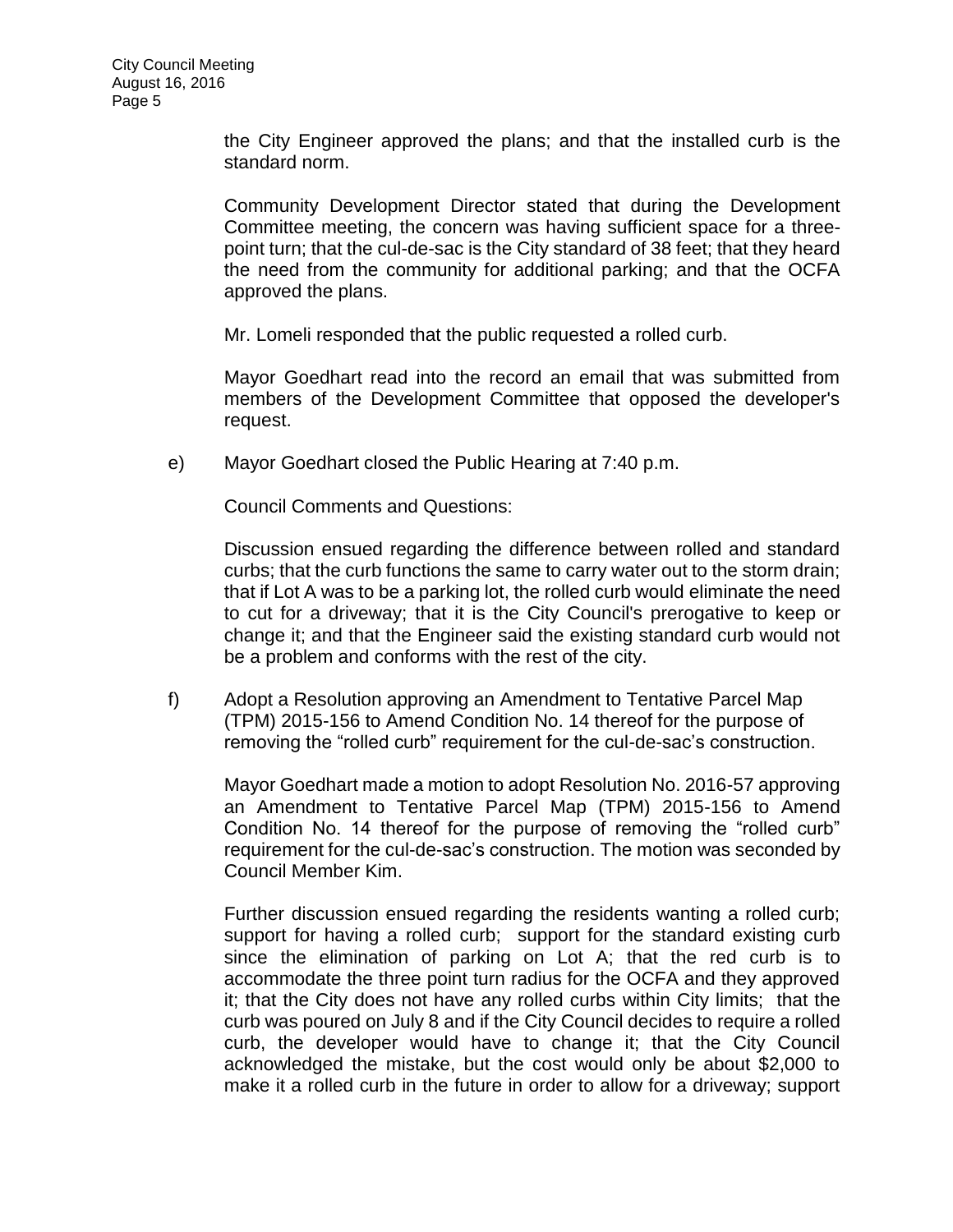the City Engineer approved the plans; and that the installed curb is the standard norm.

Community Development Director stated that during the Development Committee meeting, the concern was having sufficient space for a three-point turn; that the cul-de-sac is the City standard of 38 feet; that they heard the need from the community for additional parking; and that the OCFA approved the plans.

Mr. Lomeli responded that the public requested a rolled curb.

Mayor Goedhart read into the record an email that was submitted from members of the Development Committee that opposed the developer's request.

e) Mayor Goedhart closed the Public Hearing at 7:40 p.m.

Council Comments and Questions:

Discussion ensued regarding the difference between rolled and standard curbs; that the curb functions the same to carry water out to the storm drain; that if Lot A was to be a parking lot, the rolled curb would eliminate the need to cut for a driveway; that it is the City Council's prerogative to keep or change it; and that the Engineer said the existing standard curb would not be a problem and conforms with the rest of the city.

f) Adopt a Resolution approving an Amendment to Tentative Parcel Map (TPM) 2015-156 to Amend Condition No. 14 thereof for the purpose of removing the "rolled curb" requirement for the cul-de-sac's construction.

Mayor Goedhart made a motion to adopt Resolution No. 2016-57 approving an Amendment to Tentative Parcel Map (TPM) 2015-156 to Amend Condition No. 14 thereof for the purpose of removing the "rolled curb" requirement for the cul-de-sac's construction. The motion was seconded by Council Member Kim.

Further discussion ensued regarding the residents wanting a rolled curb; support for having a rolled curb; support for the standard existing curb since the elimination of parking on Lot A; that the red curb is to accommodate the three point turn radius for the OCFA and they approved it; that the City does not have any rolled curbs within City limits; that the curb was poured on July 8 and if the City Council decides to require a rolled curb, the developer would have to change it; that the City Council acknowledged the mistake, but the cost would only be about $2,000 to make it a rolled curb in the future in order to allow for a driveway; support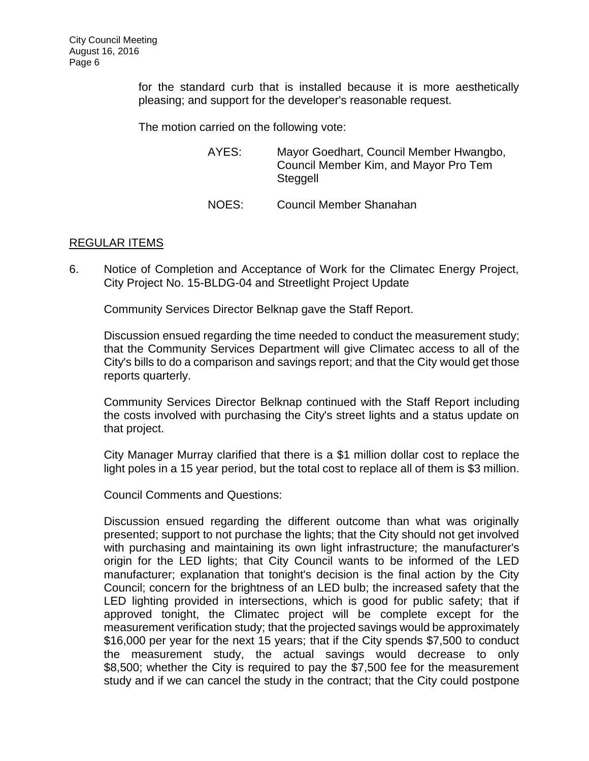for the standard curb that is installed because it is more aesthetically pleasing; and support for the developer's reasonable request.

The motion carried on the following vote:

AYES: Mayor Goedhart, Council Member Hwangbo, Council Member Kim, and Mayor Pro Tem Steggell

NOES: Council Member Shanahan

## REGULAR ITEMS

6. Notice of Completion and Acceptance of Work for the Climatec Energy Project, City Project No. 15-BLDG-04 and Streetlight Project Update

   Community Services Director Belknap gave the Staff Report.

   Discussion ensued regarding the time needed to conduct the measurement study; that the Community Services Department will give Climatec access to all of the City's bills to do a comparison and savings report; and that the City would get those reports quarterly.

   Community Services Director Belknap continued with the Staff Report including the costs involved with purchasing the City's street lights and a status update on that project.

   City Manager Murray clarified that there is a $1 million dollar cost to replace the light poles in a 15 year period, but the total cost to replace all of them is $3 million.

   Council Comments and Questions:

   Discussion ensued regarding the different outcome than what was originally presented; support to not purchase the lights; that the City should not get involved with purchasing and maintaining its own light infrastructure; the manufacturer's origin for the LED lights; that City Council wants to be informed of the LED manufacturer; explanation that tonight's decision is the final action by the City Council; concern for the brightness of an LED bulb; the increased safety that the LED lighting provided in intersections, which is good for public safety; that if approved tonight, the Climatec project will be complete except for the measurement verification study; that the projected savings would be approximately $16,000 per year for the next 15 years; that if the City spends $7,500 to conduct the measurement study, the actual savings would decrease to only $8,500; whether the City is required to pay the $7,500 fee for the measurement study and if we can cancel the study in the contract; that the City could postpone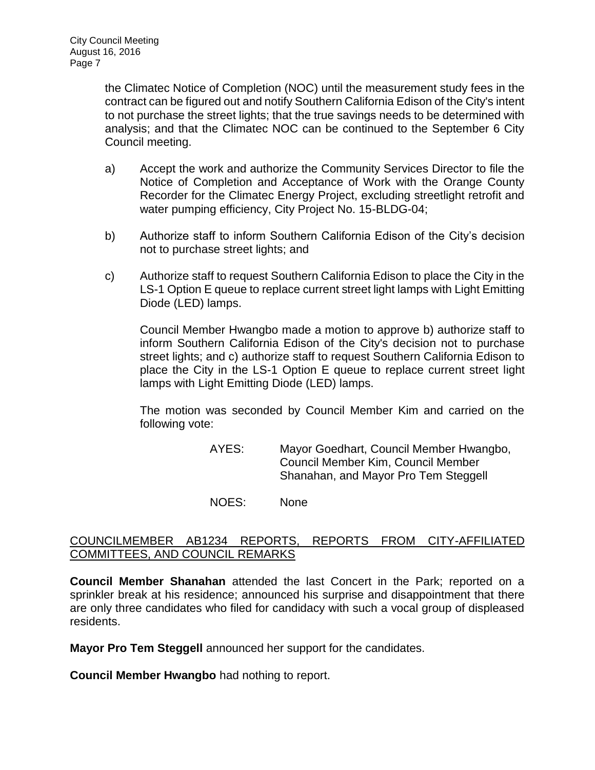the Climatec Notice of Completion (NOC) until the measurement study fees in the contract can be figured out and notify Southern California Edison of the City's intent to not purchase the street lights; that the true savings needs to be determined with analysis; and that the Climatec NOC can be continued to the September 6 City Council meeting.

a) Accept the work and authorize the Community Services Director to file the Notice of Completion and Acceptance of Work with the Orange County Recorder for the Climatec Energy Project, excluding streetlight retrofit and water pumping efficiency, City Project No. 15-BLDG-04;

b) Authorize staff to inform Southern California Edison of the City's decision not to purchase street lights; and

c) Authorize staff to request Southern California Edison to place the City in the LS-1 Option E queue to replace current street light lamps with Light Emitting Diode (LED) lamps.

Council Member Hwangbo made a motion to approve b) authorize staff to inform Southern California Edison of the City's decision not to purchase street lights; and c) authorize staff to request Southern California Edison to place the City in the LS-1 Option E queue to replace current street light lamps with Light Emitting Diode (LED) lamps.

The motion was seconded by Council Member Kim and carried on the following vote:

AYES: Mayor Goedhart, Council Member Hwangbo, Council Member Kim, Council Member Shanahan, and Mayor Pro Tem Steggell

NOES: None

## COUNCILMEMBER AB1234 REPORTS, REPORTS FROM CITY-AFFILIATED COMMITTEES, AND COUNCIL REMARKS

**Council Member Shanahan** attended the last Concert in the Park; reported on a sprinkler break at his residence; announced his surprise and disappointment that there are only three candidates who filed for candidacy with such a vocal group of displeased residents.

**Mayor Pro Tem Steggell** announced her support for the candidates.

**Council Member Hwangbo** had nothing to report.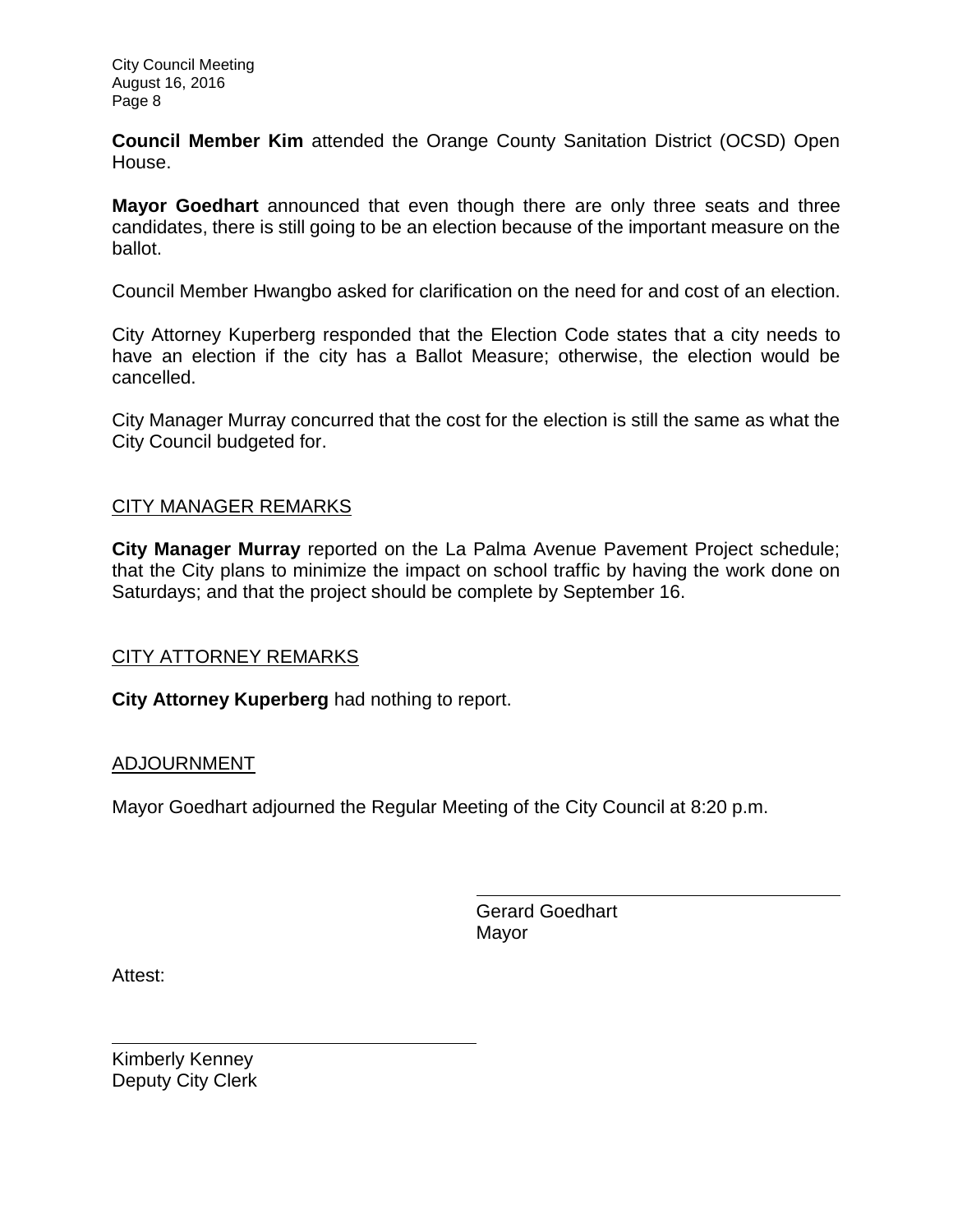**Council Member Kim** attended the Orange County Sanitation District (OCSD) Open House.

**Mayor Goedhart** announced that even though there are only three seats and three candidates, there is still going to be an election because of the important measure on the ballot.

Council Member Hwangbo asked for clarification on the need for and cost of an election.

City Attorney Kuperberg responded that the Election Code states that a city needs to have an election if the city has a Ballot Measure; otherwise, the election would be cancelled.

City Manager Murray concurred that the cost for the election is still the same as what the City Council budgeted for.

## CITY MANAGER REMARKS

**City Manager Murray** reported on the La Palma Avenue Pavement Project schedule; that the City plans to minimize the impact on school traffic by having the work done on Saturdays; and that the project should be complete by September 16.

## CITY ATTORNEY REMARKS

**City Attorney Kuperberg** had nothing to report.

## ADJOURNMENT

Mayor Goedhart adjourned the Regular Meeting of the City Council at 8:20 p.m.

Gerard Goedhart
Mayor

Attest:

Kimberly Kenney
Deputy City Clerk